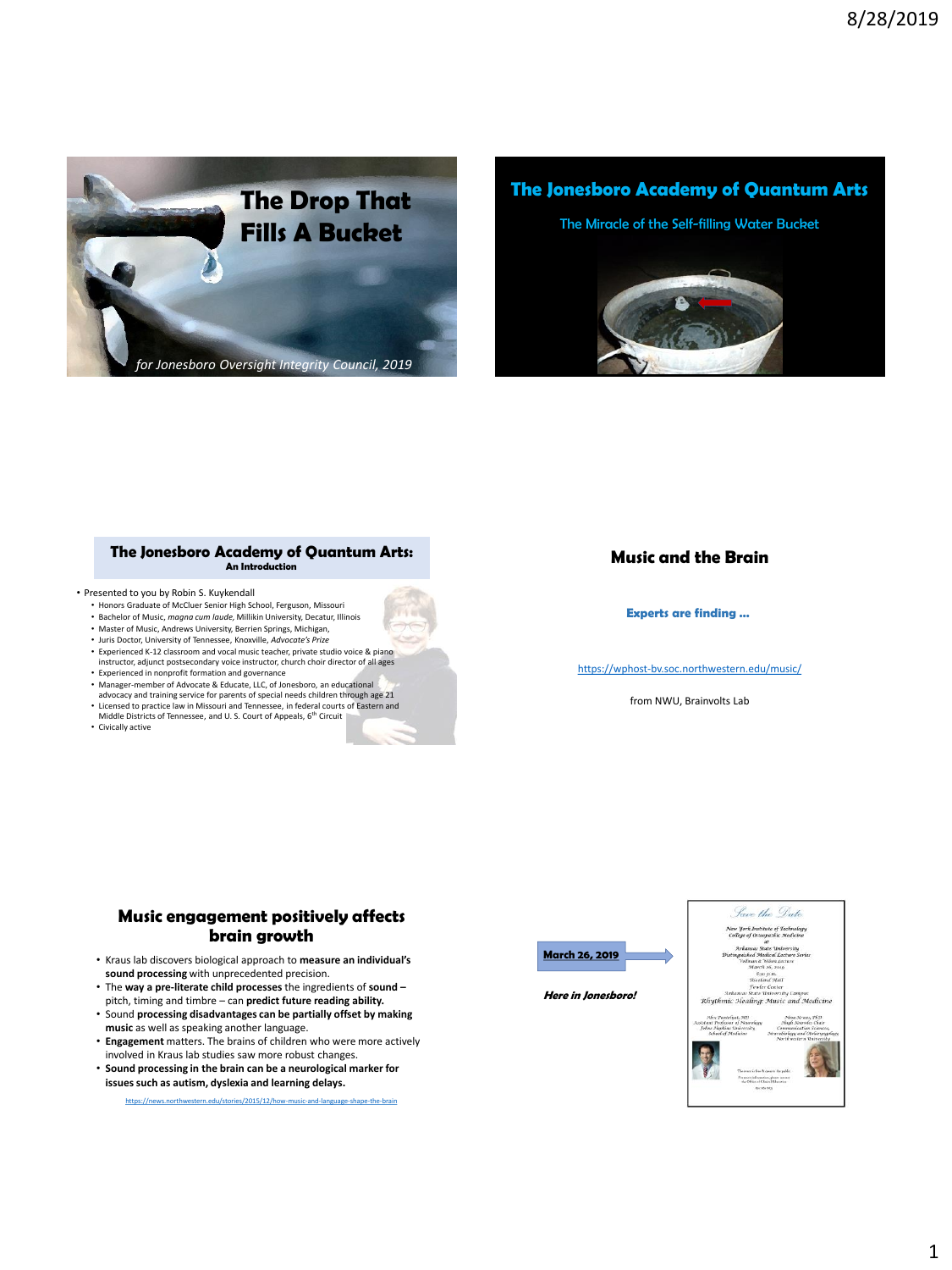# The Drop That Fills A Bucket

*for Jonesboro Oversight Integrity Council, 2019*

# The Jonesboro Academy of Quantum Arts

The Miracle of the Self-filling Water Bucket

## The Jonesboro Academy of Quantum Arts:

**An Introduction**

- Presented to you by Robin S. Kuykendall
  - Honors Graduate of McCluer Senior High School, Ferguson, Missouri
  - Bachelor of Music, *magna cum laude*, Millikin University, Decatur, Illinois
  - Master of Music, Andrews University, Berrien Springs, Michigan,
  - Juris Doctor, University of Tennessee, Knoxville, *Advocate's Prize*
  - Experienced K-12 classroom and vocal music teacher, private studio voice & piano instructor, adjunct postsecondary voice instructor, church choir director of all ages
  - Experienced in nonprofit formation and governance
  - Manager-member of Advocate & Educate, LLC, of Jonesboro, an educational advocacy and training service for parents of special needs children through age 21
  - Licensed to practice law in Missouri and Tennessee, in federal courts of Eastern and Middle Districts of Tennessee, and U. S. Court of Appeals, 6th Circuit
  - Civically active

## Music and the Brain

**Experts are finding …**

https://wphost-bv.soc.northwestern.edu/music/

from NWU, Brainvolts Lab

## Music engagement positively affects brain growth

- Kraus lab discovers biological approach to **measure an individual's sound processing** with unprecedented precision.
- The **way a pre-literate child processes** the ingredients of **sound** – pitch, timing and timbre – can **predict future reading ability.**
- Sound **processing disadvantages can be partially offset by making music** as well as speaking another language.
- **Engagement** matters. The brains of children who were more actively involved in Kraus lab studies saw more robust changes.
- **Sound processing in the brain can be a neurological marker for issues such as autism, dyslexia and learning delays.**

https://news.northwestern.edu/stories/2015/12/how-music-and-language-shape-the-brain

**March 26, 2019**

***Here in Jonesboro!***

*Save the Date*

*New York Institute of Technology College of Osteopathic Medicine at Arkansas State University Distinguished Medical Lecture Series*

*Rhythmic Healing: Music and Medicine*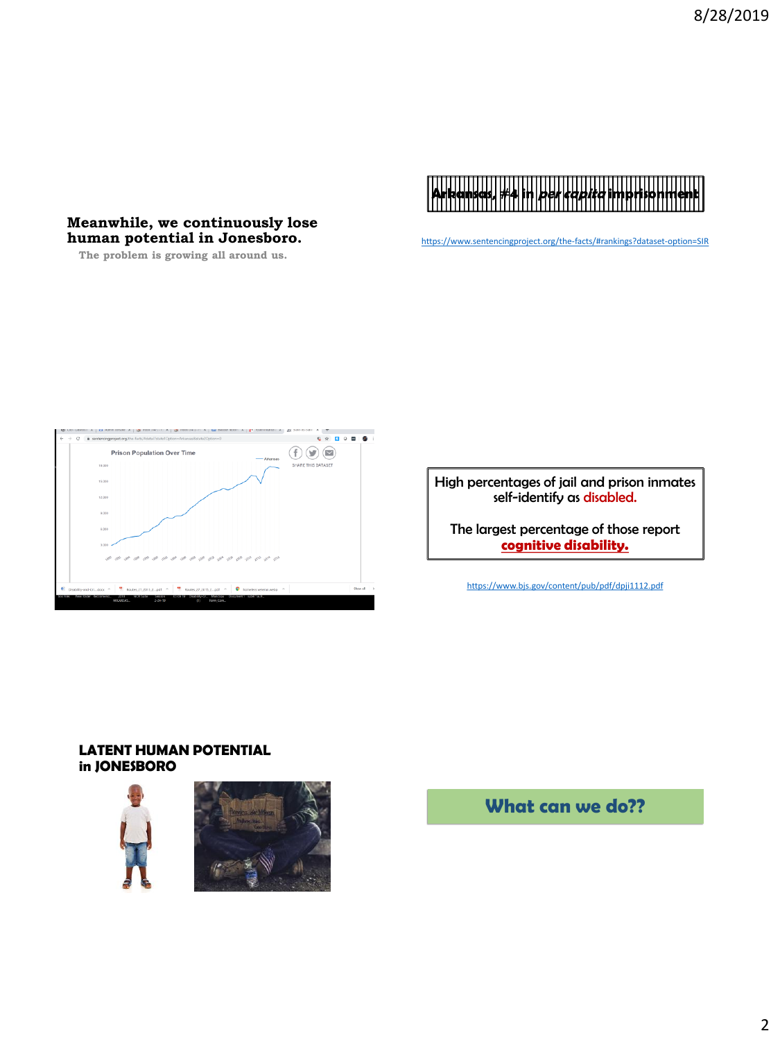**Meanwhile, we continuously lose human potential in Jonesboro.**

The problem is growing all around us.

**Arkansas, #4 in *per capita* imprisonment**

https://www.sentencingproject.org/the-facts/#rankings?dataset-option=SIR

High percentages of jail and prison inmates self-identify as disabled.

The largest percentage of those report **cognitive disability.**

https://www.bjs.gov/content/pub/pdf/dpji1112.pdf

**LATENT HUMAN POTENTIAL in JONESBORO**

**What can we do??**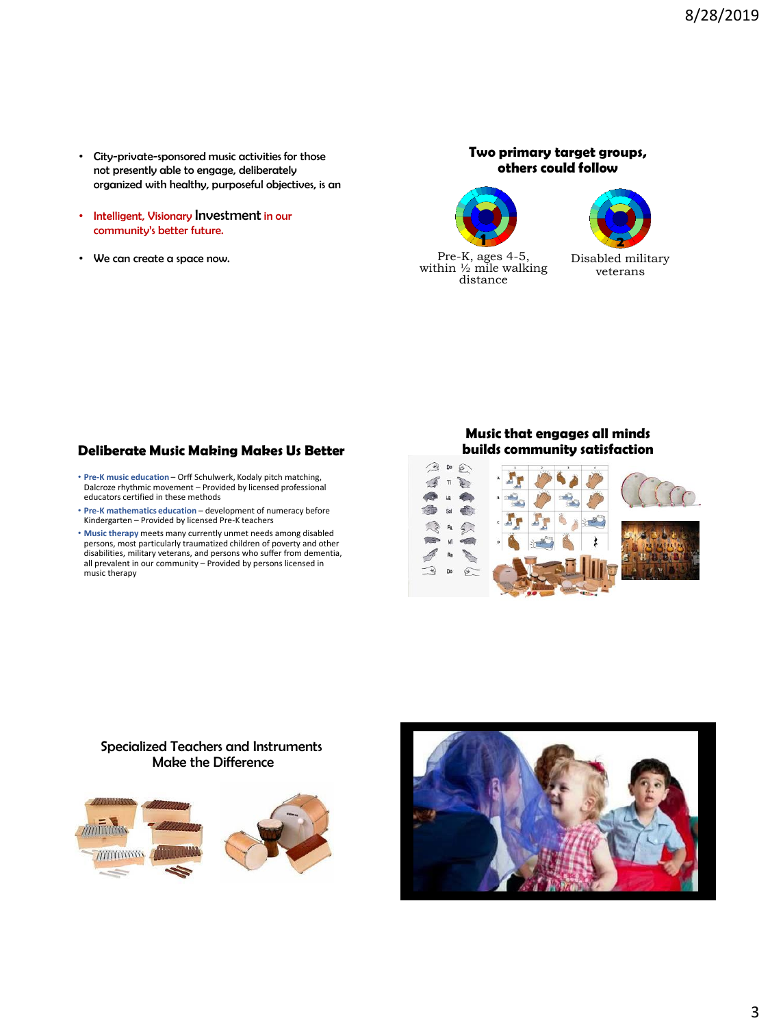- City-private-sponsored music activities for those not presently able to engage, deliberately organized with healthy, purposeful objectives, is an
- Intelligent, Visionary Investment in our community's better future.
- We can create a space now.

## Two primary target groups, others could follow

1. Pre-K, ages 4-5, within ½ mile walking distance
2. Disabled military veterans

## Deliberate Music Making Makes Us Better

- **Pre-K music education** – Orff Schulwerk, Kodaly pitch matching, Dalcroze rhythmic movement – Provided by licensed professional educators certified in these methods
- **Pre-K mathematics education** – development of numeracy before Kindergarten – Provided by licensed Pre-K teachers
- **Music therapy** meets many currently unmet needs among disabled persons, most particularly traumatized children of poverty and other disabilities, military veterans, and persons who suffer from dementia, all prevalent in our community – Provided by persons licensed in music therapy

## Music that engages all minds builds community satisfaction

## Specialized Teachers and Instruments Make the Difference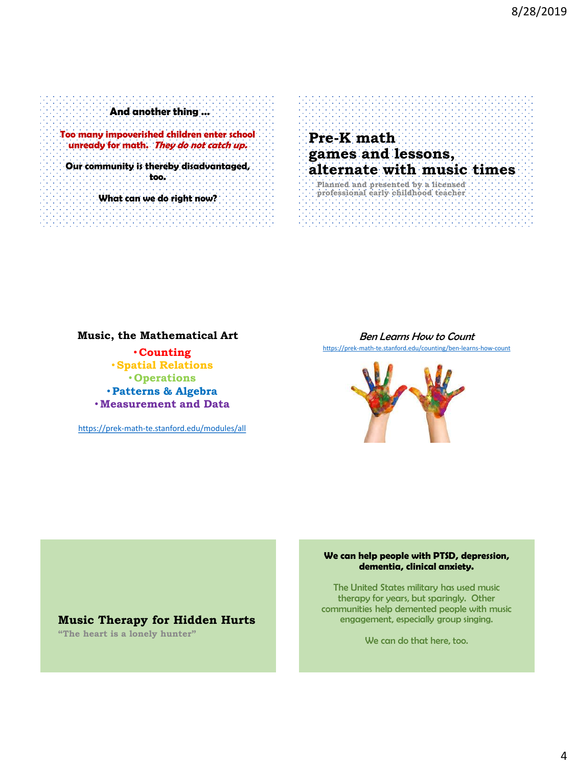**And another thing …**

**Too many impoverished children enter school unready for math.** ***They do not catch up.***

**Our community is thereby disadvantaged, too.**

**What can we do right now?**

## Pre-K math games and lessons, alternate with music times

Planned and presented by a licensed professional early childhood teacher

**Music, the Mathematical Art**

- **Counting**
- **Spatial Relations**
- **Operations**
- **Patterns & Algebra**
- **Measurement and Data**

https://prek-math-te.stanford.edu/modules/all

*Ben Learns How to Count*

https://prek-math-te.stanford.edu/counting/ben-learns-how-count

## Music Therapy for Hidden Hurts

"The heart is a lonely hunter"

**We can help people with PTSD, depression, dementia, clinical anxiety.**

The United States military has used music therapy for years, but sparingly. Other communities help demented people with music engagement, especially group singing.

We can do that here, too.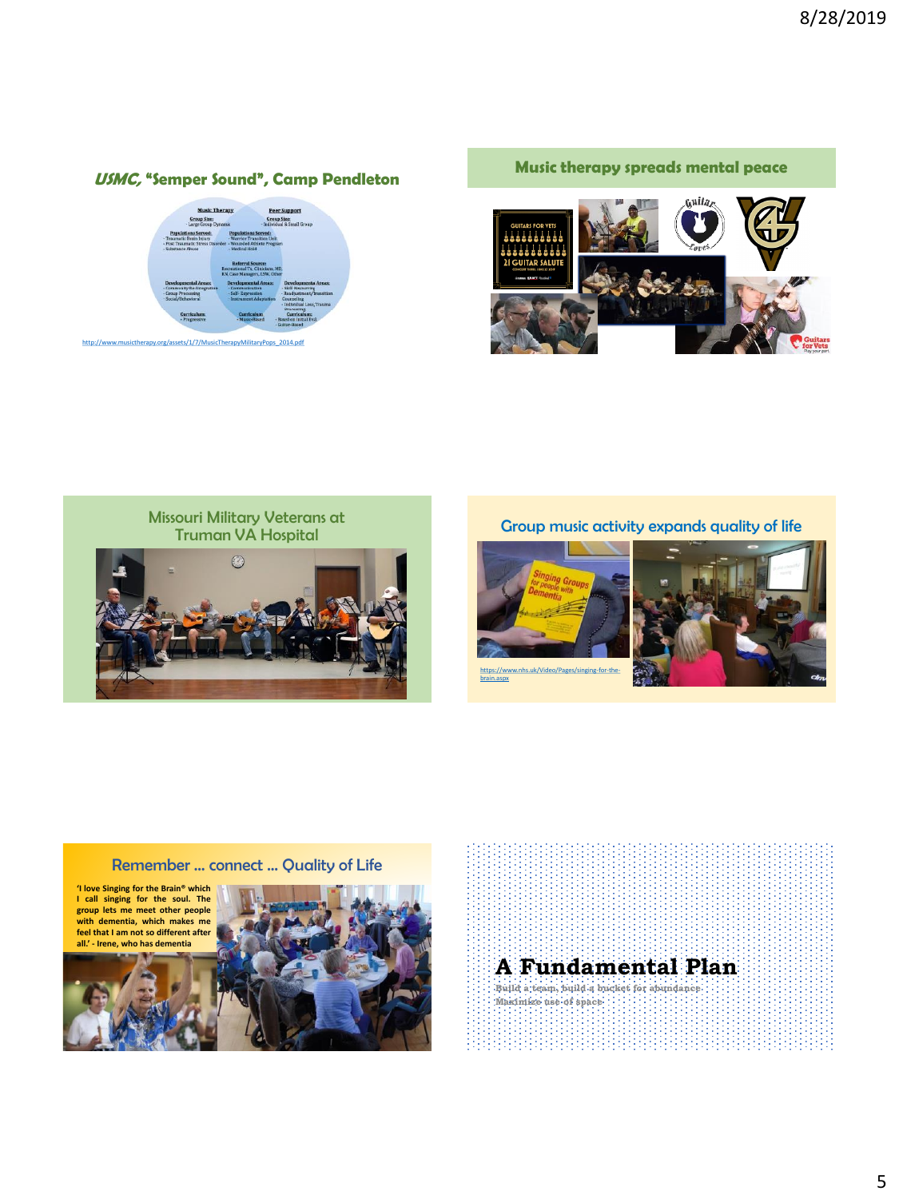## *USMC,* "Semper Sound", Camp Pendleton

**Music Therapy**
Group Size:
- Large Group Dynamic

Populations Served:
- Traumatic Brain Injury
- Post Traumatic Stress Disorder
- Substance Abuse

Developmental Areas:
- Community Re-Integration
- Group Processing
- Social/Behavioral

Curriculum:
- Progressive

**Peer Support**
Group Size:
- Individual & Small Group

Populations Served:
- Warrior Transition Unit
- Wounded Athlete Program
- Medical Hold

Referral Source:
Recreational Tx, Clinicians, MD, RN, Case Managers, LSW, Other

Developmental Areas:
- Communication
- Self- Expression
- Instrument Adaptation

Curriculum:
- Music-Based

Developmental Areas:
- Self-Discovery
- Readjustment/Transition Counseling
- Individual Loss, Trauma Processing

Curriculum:
- Based on Initial Eval.
- Guitar-Based

http://www.musictherapy.org/assets/1/7/MusicTherapyMilitaryPops_2014.pdf

## Music therapy spreads mental peace

GUITARS FOR VETS
21 GUITAR SALUTE

Guitars for Vets
Play your part.

## Missouri Military Veterans at Truman VA Hospital

## Group music activity expands quality of life

Singing Groups for people with Dementia

https://www.nhs.uk/Video/Pages/singing-for-the-brain.aspx

## Remember … connect … Quality of Life

**'I love Singing for the Brain® which I call singing for the soul. The group lets me meet other people with dementia, which makes me feel that I am not so different after all.' - Irene, who has dementia**

# A Fundamental Plan

Build a team, build a bucket for abundance
Maximize use of space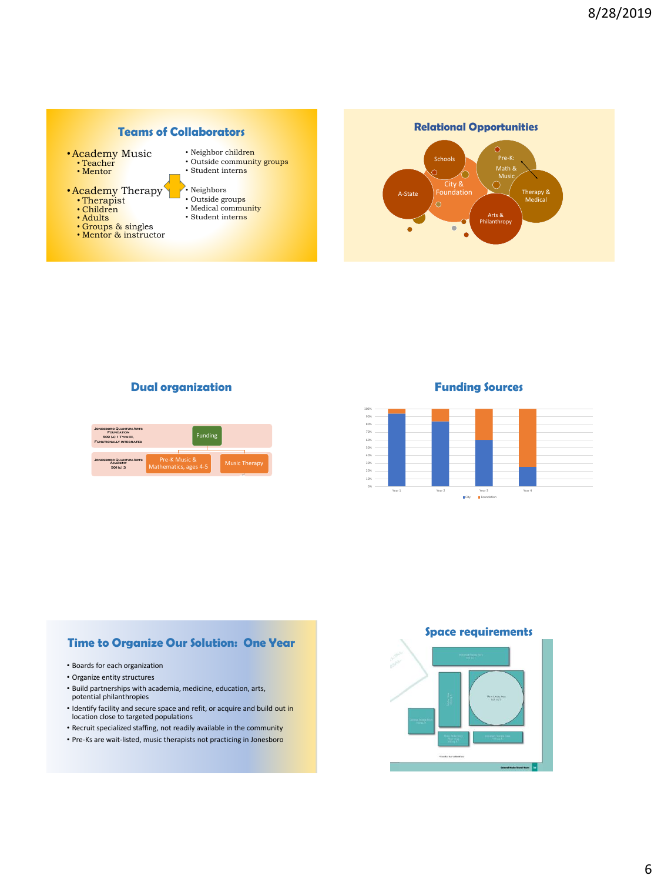## Teams of Collaborators

- Academy Music
  - Teacher
  - Mentor
- Academy Therapy
  - Therapist
  - Children
  - Adults
  - Groups & singles
  - Mentor & instructor

- Neighbor children
- Outside community groups
- Student interns

- Neighbors
- Outside groups
- Medical community
- Student interns

## Relational Opportunities

Schools

Pre-K: Math & Music

A-State

City & Foundation

Therapy & Medical

Arts & Philanthropy

## Dual organization

Jonesboro Quantum Arts Foundation 509 (a) 1 Type III, Functionally Integrated

Funding

Jonesboro Quantum Arts Academy 501(c) 3

Pre-K Music & Mathematics, ages 4-5

Music Therapy

## Funding Sources

Year 1, Year 2, Year 3, Year 4

City, Foundation

## Time to Organize Our Solution: One Year

- Boards for each organization
- Organize entity structures
- Build partnerships with academia, medicine, education, arts, potential philanthropies
- Identify facility and secure space and refit, or acquire and build out in location close to targeted populations
- Recruit specialized staffing, not readily available in the community
- Pre-Ks are wait-listed, music therapists not practicing in Jonesboro

## Space requirements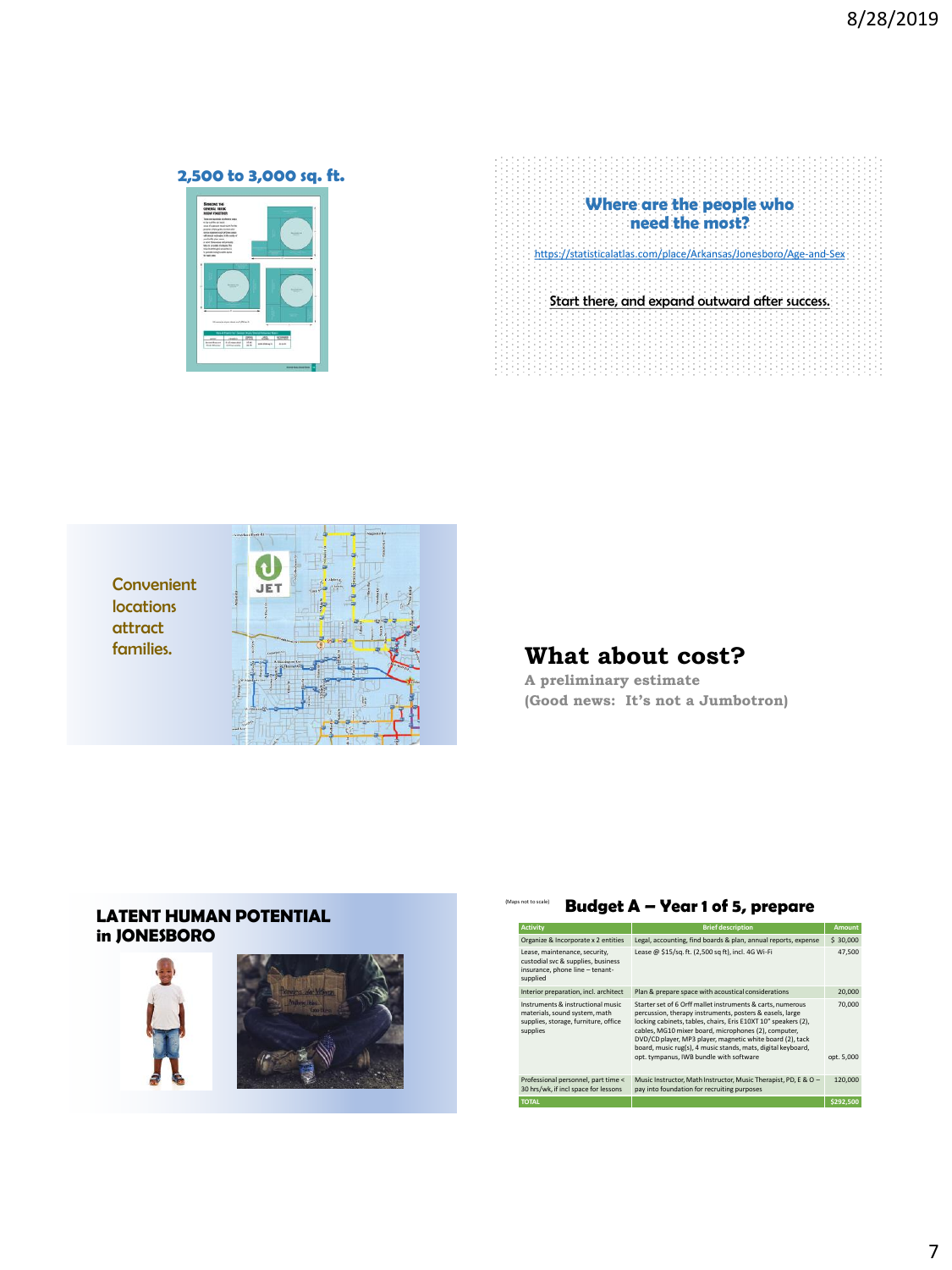## 2,500 to 3,000 sq. ft.

## Where are the people who need the most?

https://statisticalatlas.com/place/Arkansas/Jonesboro/Age-and-Sex

Start there, and expand outward after success.

Convenient locations attract families.

## What about cost?

**A preliminary estimate**
**(Good news: It's not a Jumbotron)**

## LATENT HUMAN POTENTIAL in JONESBORO

(Maps not to scale)

## Budget A – Year 1 of 5, prepare

| Activity | Brief description | Amount |
|---|---|---|
| Organize & Incorporate x 2 entities | Legal, accounting, find boards & plan, annual reports, expense | $ 30,000 |
| Lease, maintenance, security, custodial svc & supplies, business insurance, phone line – tenant-supplied | Lease @ $15/sq. ft. (2,500 sq ft), incl. 4G Wi-Fi | 47,500 |
| Interior preparation, incl. architect | Plan & prepare space with acoustical considerations | 20,000 |
| Instruments & instructional music materials, sound system, math supplies, storage, furniture, office supplies | Starter set of 6 Orff mallet instruments & carts, numerous percussion, therapy instruments, posters & easels, large locking cabinets, tables, chairs, Eris E10XT 10" speakers (2), cables, MG10 mixer board, microphones (2), computer, DVD/CD player, MP3 player, magnetic white board (2), tack board, music rug(s), 4 music stands, mats, digital keyboard, opt. tympanus, IWB bundle with software | 70,000<br>opt. 5,000 |
| Professional personnel, part time < 30 hrs/wk, if incl space for lessons | Music Instructor, Math Instructor, Music Therapist, PD, E & O – pay into foundation for recruiting purposes | 120,000 |
| TOTAL | | $292,500 |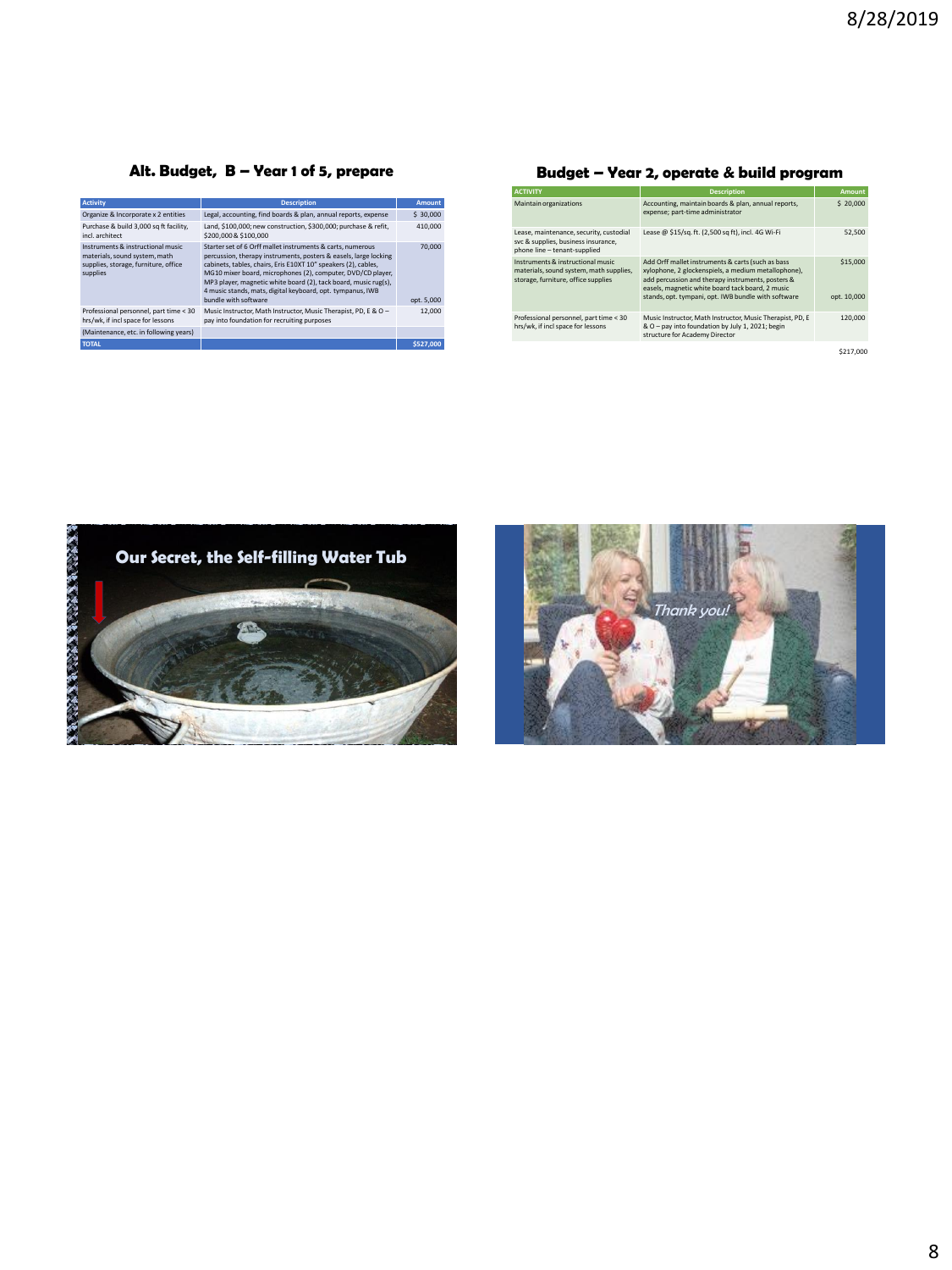## Alt. Budget, B – Year 1 of 5, prepare

| Activity | Description | Amount |
|---|---|---|
| Organize & Incorporate x 2 entities | Legal, accounting, find boards & plan, annual reports, expense | $ 30,000 |
| Purchase & build 3,000 sq ft facility, incl. architect | Land, $100,000; new construction, $300,000; purchase & refit, $200,000 & $100,000 | 410,000 |
| Instruments & instructional music materials, sound system, math supplies, storage, furniture, office supplies | Starter set of 6 Orff mallet instruments & carts, numerous percussion, therapy instruments, posters & easels, large locking cabinets, tables, chairs, Eris E10XT 10" speakers (2), cables, MG10 mixer board, microphones (2), computer, DVD/CD player, MP3 player, magnetic white board (2), tack board, music rug(s), 4 music stands, mats, digital keyboard, opt. tympanus, IWB bundle with software | 70,000<br>opt. 5,000 |
| Professional personnel, part time < 30 hrs/wk, if incl space for lessons | Music Instructor, Math Instructor, Music Therapist, PD, E & O – pay into foundation for recruiting purposes | 12,000 |
| (Maintenance, etc. in following years) | | |
| TOTAL | | $527,000 |

## Budget – Year 2, operate & build program

| ACTIVITY | Description | Amount |
|---|---|---|
| Maintain organizations | Accounting, maintain boards & plan, annual reports, expense; part-time administrator | $ 20,000 |
| Lease, maintenance, security, custodial svc & supplies, business insurance, phone line – tenant-supplied | Lease @ $15/sq. ft. (2,500 sq ft), incl. 4G Wi-Fi | 52,500 |
| Instruments & instructional music materials, sound system, math supplies, storage, furniture, office supplies | Add Orff mallet instruments & carts (such as bass xylophone, 2 glockenspiels, a medium metallophone), add percussion and therapy instruments, posters & easels, magnetic white board tack board, 2 music stands, opt. tympani, opt. IWB bundle with software | $15,000<br>opt. 10,000 |
| Professional personnel, part time < 30 hrs/wk, if incl space for lessons | Music Instructor, Math Instructor, Music Therapist, PD, E & O – pay into foundation by July 1, 2021; begin structure for Academy Director | 120,000 |

$217,000

## Our Secret, the Self-filling Water Tub

*Thank you!*